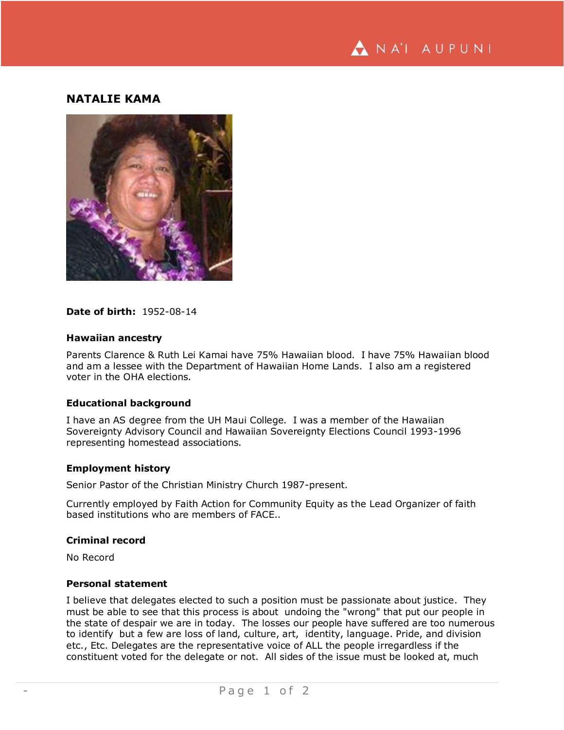# NATALIE KAMA

**Date of birth:** 1952-08-14

### Hawaiian ancestry

Parents Clarence & Ruth Lei Kamai have 75% Hawaiian blood. I have 75% Hawaiian blood and am a lessee with the Department of Hawaiian Home Lands. I also am a registered voter in the OHA elections.

### Educational background

I have an AS degree from the UH Maui College. I was a member of the Hawaiian Sovereignty Advisory Council and Hawaiian Sovereignty Elections Council 1993-1996 representing homestead associations.

### Employment history

Senior Pastor of the Christian Ministry Church 1987-present.

Currently employed by Faith Action for Community Equity as the Lead Organizer of faith based institutions who are members of FACE..

### Criminal record

No Record

### Personal statement

I believe that delegates elected to such a position must be passionate about justice. They must be able to see that this process is about undoing the "wrong" that put our people in the state of despair we are in today. The losses our people have suffered are too numerous to identify but a few are loss of land, culture, art, identity, language. Pride, and division etc., Etc. Delegates are the representative voice of ALL the people irregardless if the constituent voted for the delegate or not. All sides of the issue must be looked at, much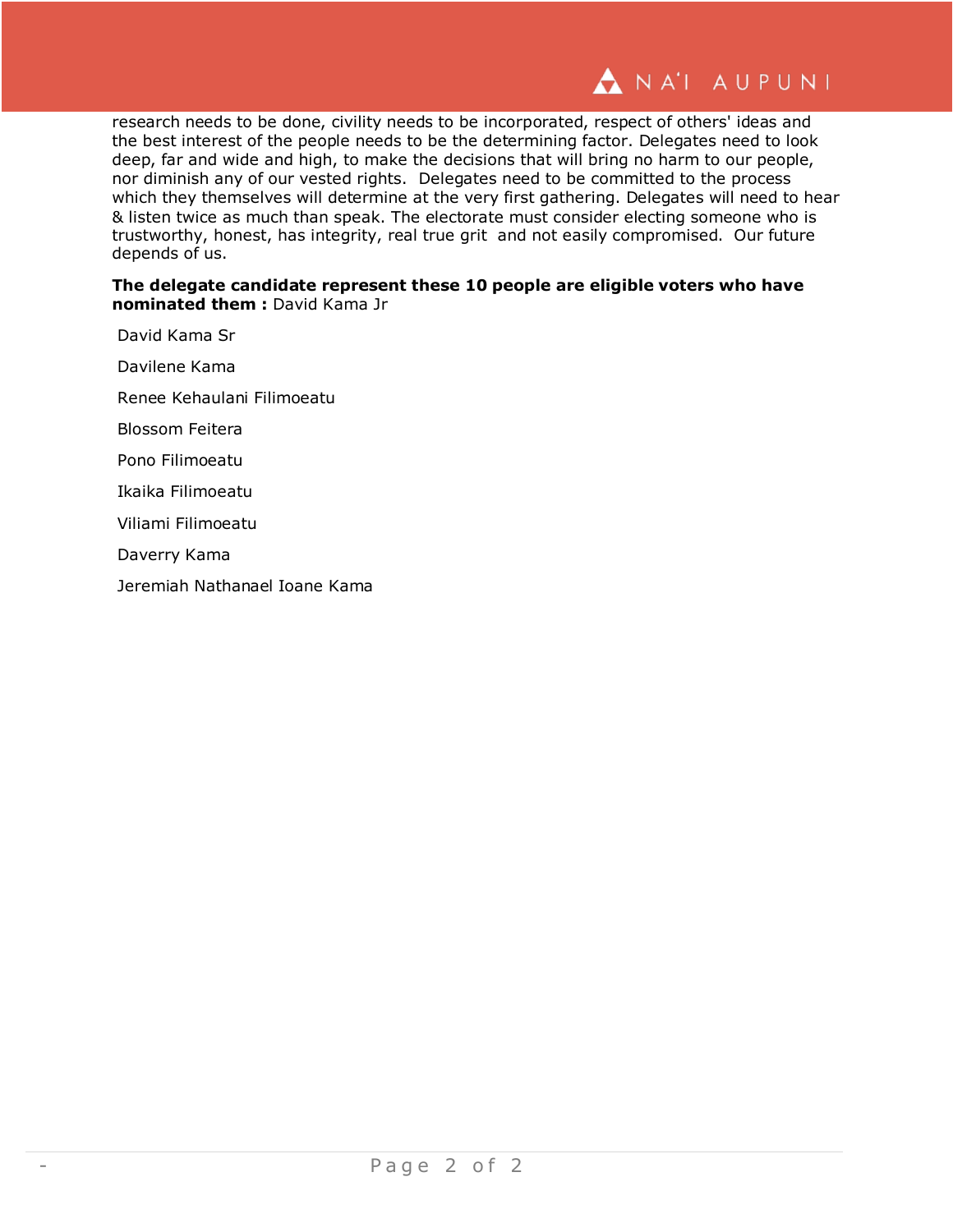research needs to be done, civility needs to be incorporated, respect of others' ideas and the best interest of the people needs to be the determining factor. Delegates need to look deep, far and wide and high, to make the decisions that will bring no harm to our people, nor diminish any of our vested rights. Delegates need to be committed to the process which they themselves will determine at the very first gathering. Delegates will need to hear & listen twice as much than speak. The electorate must consider electing someone who is trustworthy, honest, has integrity, real true grit and not easily compromised. Our future depends of us.

**The delegate candidate represent these 10 people are eligible voters who have nominated them :** David Kama Jr

David Kama Sr

Davilene Kama

Renee Kehaulani Filimoeatu

Blossom Feitera

Pono Filimoeatu

Ikaika Filimoeatu

Viliami Filimoeatu

Daverry Kama

Jeremiah Nathanael Ioane Kama